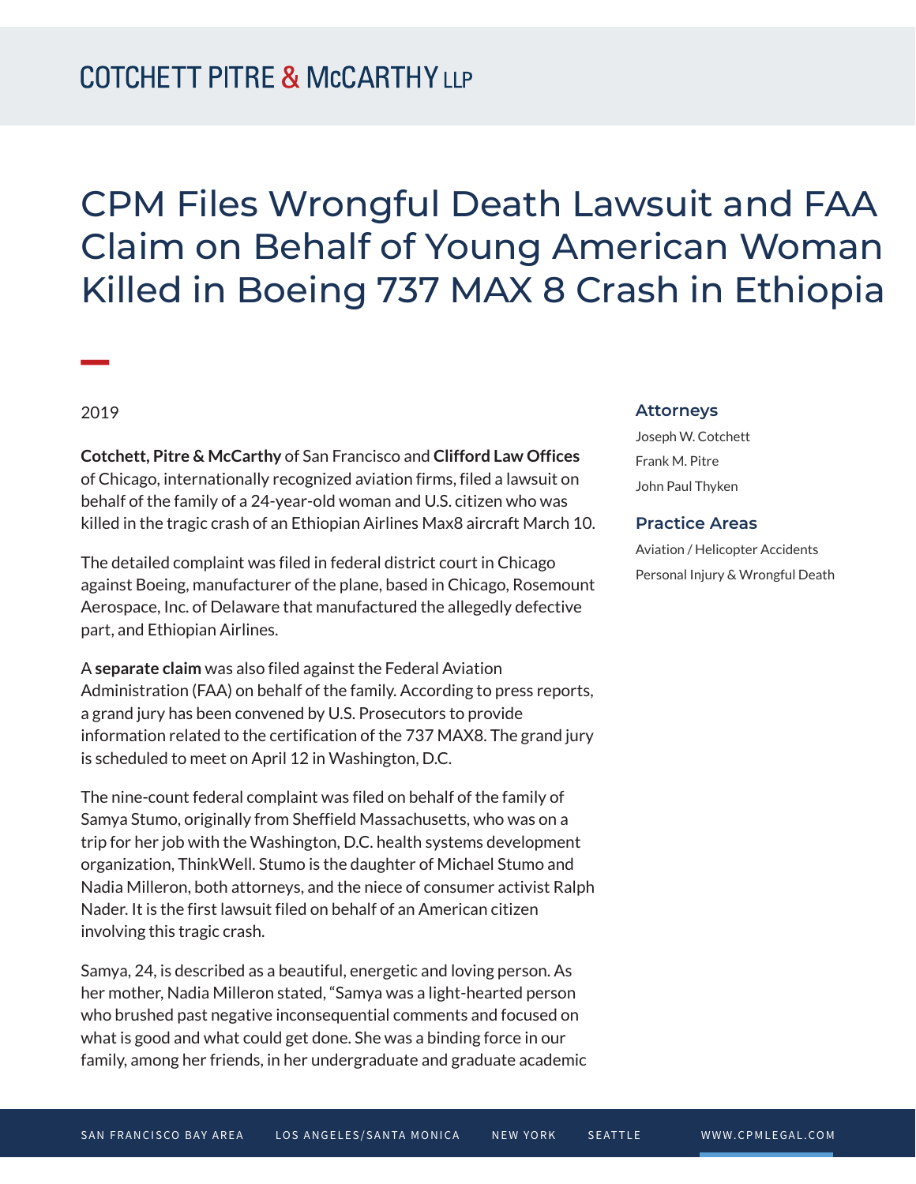# CPM Files Wrongful Death Lawsuit and FAA Claim on Behalf of Young American Woman Killed in Boeing 737 MAX 8 Crash in Ethiopia

2019

**Cotchett, Pitre & McCarthy** of San Francisco and **Clifford Law Offices** of Chicago, internationally recognized aviation firms, filed a lawsuit on behalf of the family of a 24-year-old woman and U.S. citizen who was killed in the tragic crash of an Ethiopian Airlines Max8 aircraft March 10.

The detailed complaint was filed in federal district court in Chicago against Boeing, manufacturer of the plane, based in Chicago, Rosemount Aerospace, Inc. of Delaware that manufactured the allegedly defective part, and Ethiopian Airlines.

A **separate claim** was also filed against the Federal Aviation Administration (FAA) on behalf of the family. According to press reports, a grand jury has been convened by U.S. Prosecutors to provide information related to the certification of the 737 MAX8. The grand jury is scheduled to meet on April 12 in Washington, D.C.

The nine-count federal complaint was filed on behalf of the family of Samya Stumo, originally from Sheffield Massachusetts, who was on a trip for her job with the Washington, D.C. health systems development organization, ThinkWell. Stumo is the daughter of Michael Stumo and Nadia Milleron, both attorneys, and the niece of consumer activist Ralph Nader. It is the first lawsuit filed on behalf of an American citizen involving this tragic crash.

Samya, 24, is described as a beautiful, energetic and loving person. As her mother, Nadia Milleron stated, "Samya was a light-hearted person who brushed past negative inconsequential comments and focused on what is good and what could get done. She was a binding force in our family, among her friends, in her undergraduate and graduate academic

### Attorneys

Joseph W. Cotchett

Frank M. Pitre

John Paul Thyken

### Practice Areas

Aviation / Helicopter Accidents

Personal Injury & Wrongful Death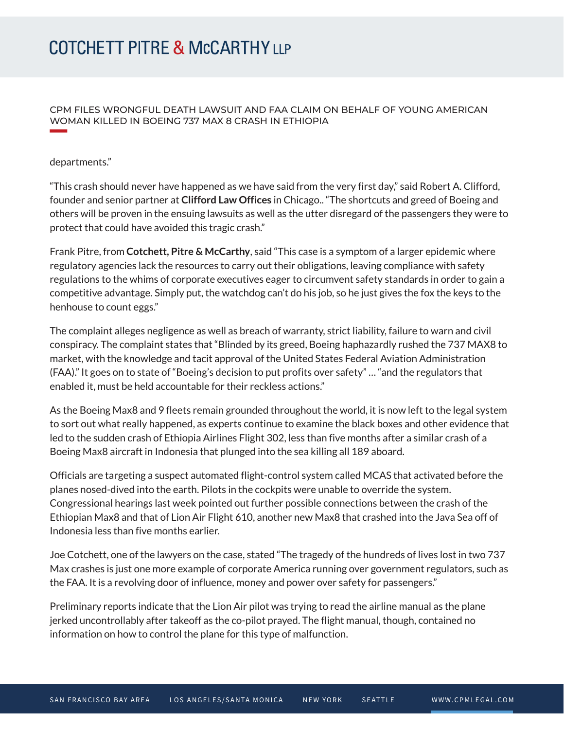departments."

"This crash should never have happened as we have said from the very first day," said Robert A. Clifford, founder and senior partner at **Clifford Law Offices** in Chicago.. "The shortcuts and greed of Boeing and others will be proven in the ensuing lawsuits as well as the utter disregard of the passengers they were to protect that could have avoided this tragic crash."

Frank Pitre, from **Cotchett, Pitre & McCarthy**, said "This case is a symptom of a larger epidemic where regulatory agencies lack the resources to carry out their obligations, leaving compliance with safety regulations to the whims of corporate executives eager to circumvent safety standards in order to gain a competitive advantage. Simply put, the watchdog can't do his job, so he just gives the fox the keys to the henhouse to count eggs."

The complaint alleges negligence as well as breach of warranty, strict liability, failure to warn and civil conspiracy. The complaint states that "Blinded by its greed, Boeing haphazardly rushed the 737 MAX8 to market, with the knowledge and tacit approval of the United States Federal Aviation Administration (FAA)." It goes on to state of "Boeing's decision to put profits over safety" … "and the regulators that enabled it, must be held accountable for their reckless actions."

As the Boeing Max8 and 9 fleets remain grounded throughout the world, it is now left to the legal system to sort out what really happened, as experts continue to examine the black boxes and other evidence that led to the sudden crash of Ethiopia Airlines Flight 302, less than five months after a similar crash of a Boeing Max8 aircraft in Indonesia that plunged into the sea killing all 189 aboard.

Officials are targeting a suspect automated flight-control system called MCAS that activated before the planes nosed-dived into the earth. Pilots in the cockpits were unable to override the system. Congressional hearings last week pointed out further possible connections between the crash of the Ethiopian Max8 and that of Lion Air Flight 610, another new Max8 that crashed into the Java Sea off of Indonesia less than five months earlier.

Joe Cotchett, one of the lawyers on the case, stated "The tragedy of the hundreds of lives lost in two 737 Max crashes is just one more example of corporate America running over government regulators, such as the FAA. It is a revolving door of influence, money and power over safety for passengers."

Preliminary reports indicate that the Lion Air pilot was trying to read the airline manual as the plane jerked uncontrollably after takeoff as the co-pilot prayed. The flight manual, though, contained no information on how to control the plane for this type of malfunction.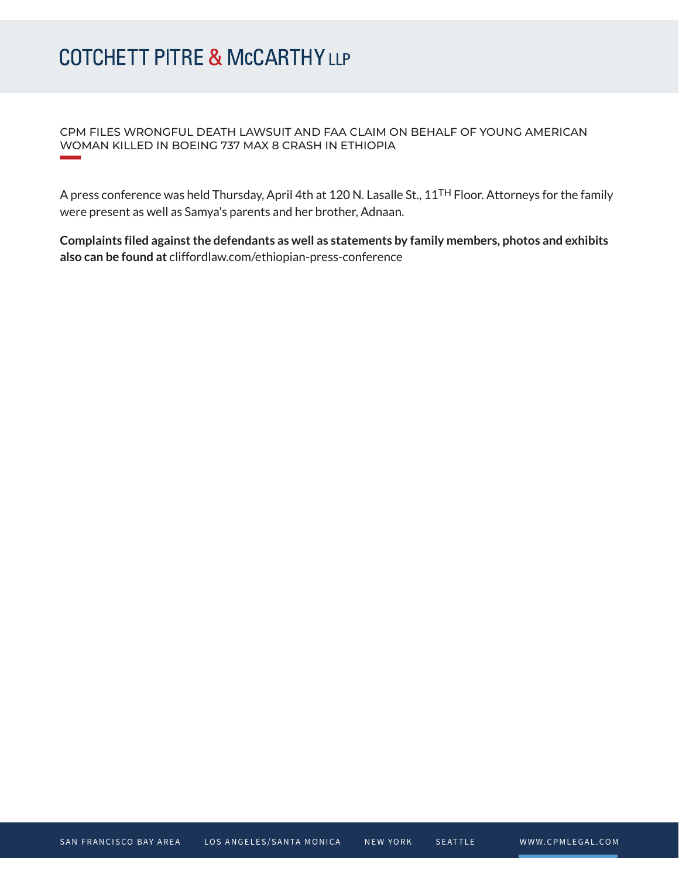CPM FILES WRONGFUL DEATH LAWSUIT AND FAA CLAIM ON BEHALF OF YOUNG AMERICAN WOMAN KILLED IN BOEING 737 MAX 8 CRASH IN ETHIOPIA

A press conference was held Thursday, April 4th at 120 N. Lasalle St., 11TH Floor. Attorneys for the family were present as well as Samya's parents and her brother, Adnaan.

**Complaints filed against the defendants as well as statements by family members, photos and exhibits also can be found at** cliffordlaw.com/ethiopian-press-conference